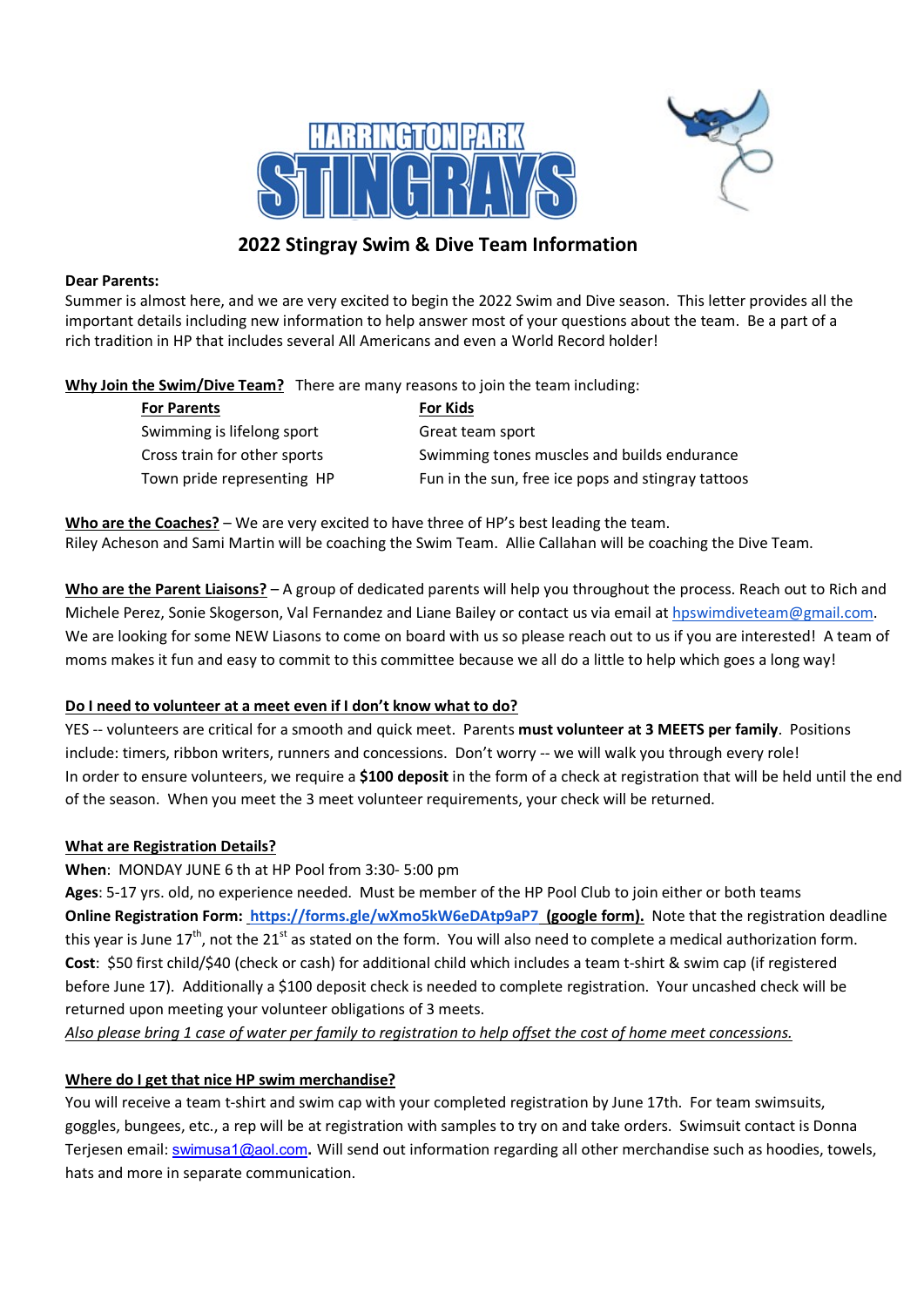# HARRINGTON PARK STINGRAYS

## 2022 Stingray Swim & Dive Team Information

**Dear Parents:**

Summer is almost here, and we are very excited to begin the 2022 Swim and Dive season. This letter provides all the important details including new information to help answer most of your questions about the team. Be a part of a rich tradition in HP that includes several All Americans and even a World Record holder!

**Why Join the Swim/Dive Team?** There are many reasons to join the team including:

| For Parents | For Kids |
|---|---|
| Swimming is lifelong sport | Great team sport |
| Cross train for other sports | Swimming tones muscles and builds endurance |
| Town pride representing HP | Fun in the sun, free ice pops and stingray tattoos |

**Who are the Coaches?** – We are very excited to have three of HP's best leading the team. Riley Acheson and Sami Martin will be coaching the Swim Team. Allie Callahan will be coaching the Dive Team.

**Who are the Parent Liaisons?** – A group of dedicated parents will help you throughout the process. Reach out to Rich and Michele Perez, Sonie Skogerson, Val Fernandez and Liane Bailey or contact us via email at hpswimdiveteam@gmail.com. We are looking for some NEW Liasons to come on board with us so please reach out to us if you are interested! A team of moms makes it fun and easy to commit to this committee because we all do a little to help which goes a long way!

**Do I need to volunteer at a meet even if I don't know what to do?**

YES -- volunteers are critical for a smooth and quick meet. Parents **must volunteer at 3 MEETS per family**. Positions include: timers, ribbon writers, runners and concessions. Don't worry -- we will walk you through every role! In order to ensure volunteers, we require a **$100 deposit** in the form of a check at registration that will be held until the end of the season. When you meet the 3 meet volunteer requirements, your check will be returned.

**What are Registration Details?**

**When**: MONDAY JUNE 6 th at HP Pool from 3:30- 5:00 pm

**Ages**: 5-17 yrs. old, no experience needed. Must be member of the HP Pool Club to join either or both teams

**Online Registration Form:** **https://forms.gle/wXmo5kW6eDAtp9aP7 (google form).** Note that the registration deadline this year is June 17th, not the 21st as stated on the form. You will also need to complete a medical authorization form.

**Cost**: $50 first child/$40 (check or cash) for additional child which includes a team t-shirt & swim cap (if registered before June 17). Additionally a $100 deposit check is needed to complete registration. Your uncashed check will be returned upon meeting your volunteer obligations of 3 meets.

*Also please bring 1 case of water per family to registration to help offset the cost of home meet concessions.*

**Where do I get that nice HP swim merchandise?**

You will receive a team t-shirt and swim cap with your completed registration by June 17th. For team swimsuits, goggles, bungees, etc., a rep will be at registration with samples to try on and take orders. Swimsuit contact is Donna Terjesen email: swimusa1@aol.com. Will send out information regarding all other merchandise such as hoodies, towels, hats and more in separate communication.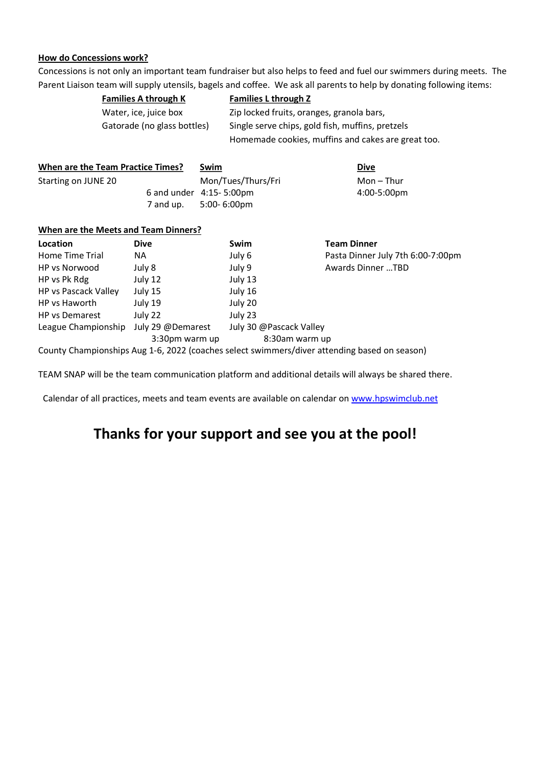**How do Concessions work?**

Concessions is not only an important team fundraiser but also helps to feed and fuel our swimmers during meets. The Parent Liaison team will supply utensils, bagels and coffee. We ask all parents to help by donating following items:

| Families A through K | Families L through Z |
|---|---|
| Water, ice, juice box | Zip locked fruits, oranges, granola bars, |
| Gatorade (no glass bottles) | Single serve chips, gold fish, muffins, pretzels |
| | Homemade cookies, muffins and cakes are great too. |

| When are the Team Practice Times? | | Swim | Dive |
|---|---|---|---|
| Starting on JUNE 20 | | Mon/Tues/Thurs/Fri | Mon – Thur |
| | 6 and under | 4:15- 5:00pm | 4:00-5:00pm |
| | 7 and up. | 5:00- 6:00pm | |

**When are the Meets and Team Dinners?**

| Location | Dive | Swim | Team Dinner |
|---|---|---|---|
| Home Time Trial | NA | July 6 | Pasta Dinner July 7th 6:00-7:00pm |
| HP vs Norwood | July 8 | July 9 | Awards Dinner …TBD |
| HP vs Pk Rdg | July 12 | July 13 | |
| HP vs Pascack Valley | July 15 | July 16 | |
| HP vs Haworth | July 19 | July 20 | |
| HP vs Demarest | July 22 | July 23 | |
| League Championship | July 29 @Demarest 3:30pm warm up | July 30 @Pascack Valley 8:30am warm up | |

County Championships Aug 1-6, 2022 (coaches select swimmers/diver attending based on season)

TEAM SNAP will be the team communication platform and additional details will always be shared there.

Calendar of all practices, meets and team events are available on calendar on [www.hpswimclub.net](http://www.hpswimclub.net)

## Thanks for your support and see you at the pool!